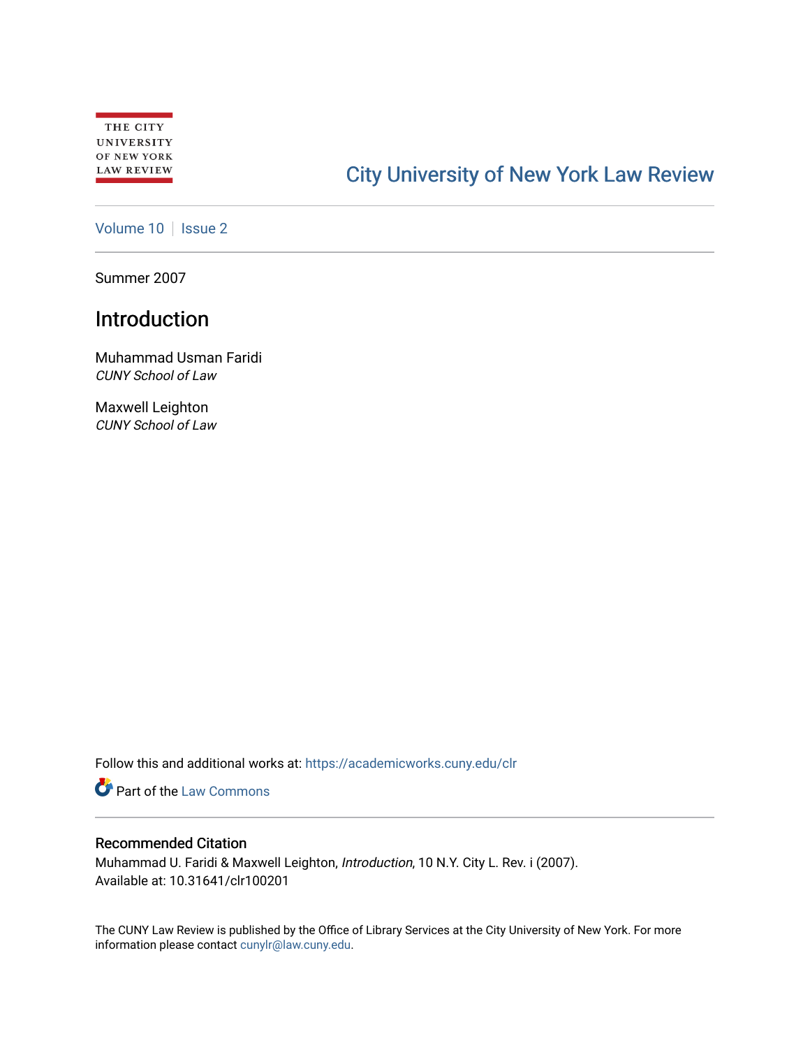THE CITY UNIVERSITY OF NEW YORK LAW REVIEW

City University of New York Law Review

Volume 10 | Issue 2

Summer 2007

# Introduction

Muhammad Usman Faridi
*CUNY School of Law*

Maxwell Leighton
*CUNY School of Law*

Follow this and additional works at: https://academicworks.cuny.edu/clr

Part of the Law Commons

## Recommended Citation

Muhammad U. Faridi & Maxwell Leighton, *Introduction*, 10 N.Y. City L. Rev. i (2007).
Available at: 10.31641/clr100201

The CUNY Law Review is published by the Office of Library Services at the City University of New York. For more information please contact cunylr@law.cuny.edu.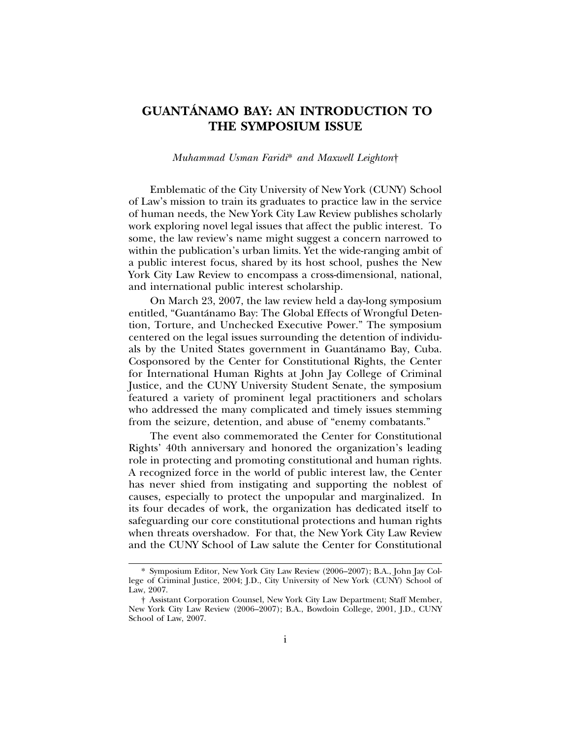# GUANTÁNAMO BAY: AN INTRODUCTION TO THE SYMPOSIUM ISSUE

*Muhammad Usman Faridi\* and Maxwell Leighton†*

Emblematic of the City University of New York (CUNY) School of Law's mission to train its graduates to practice law in the service of human needs, the New York City Law Review publishes scholarly work exploring novel legal issues that affect the public interest. To some, the law review's name might suggest a concern narrowed to within the publication's urban limits. Yet the wide-ranging ambit of a public interest focus, shared by its host school, pushes the New York City Law Review to encompass a cross-dimensional, national, and international public interest scholarship.

On March 23, 2007, the law review held a day-long symposium entitled, "Guantánamo Bay: The Global Effects of Wrongful Detention, Torture, and Unchecked Executive Power." The symposium centered on the legal issues surrounding the detention of individuals by the United States government in Guantánamo Bay, Cuba. Cosponsored by the Center for Constitutional Rights, the Center for International Human Rights at John Jay College of Criminal Justice, and the CUNY University Student Senate, the symposium featured a variety of prominent legal practitioners and scholars who addressed the many complicated and timely issues stemming from the seizure, detention, and abuse of "enemy combatants."

The event also commemorated the Center for Constitutional Rights' 40th anniversary and honored the organization's leading role in protecting and promoting constitutional and human rights. A recognized force in the world of public interest law, the Center has never shied from instigating and supporting the noblest of causes, especially to protect the unpopular and marginalized. In its four decades of work, the organization has dedicated itself to safeguarding our core constitutional protections and human rights when threats overshadow. For that, the New York City Law Review and the CUNY School of Law salute the Center for Constitutional

\* Symposium Editor, New York City Law Review (2006–2007); B.A., John Jay College of Criminal Justice, 2004; J.D., City University of New York (CUNY) School of Law, 2007.

† Assistant Corporation Counsel, New York City Law Department; Staff Member, New York City Law Review (2006–2007); B.A., Bowdoin College, 2001, J.D., CUNY School of Law, 2007.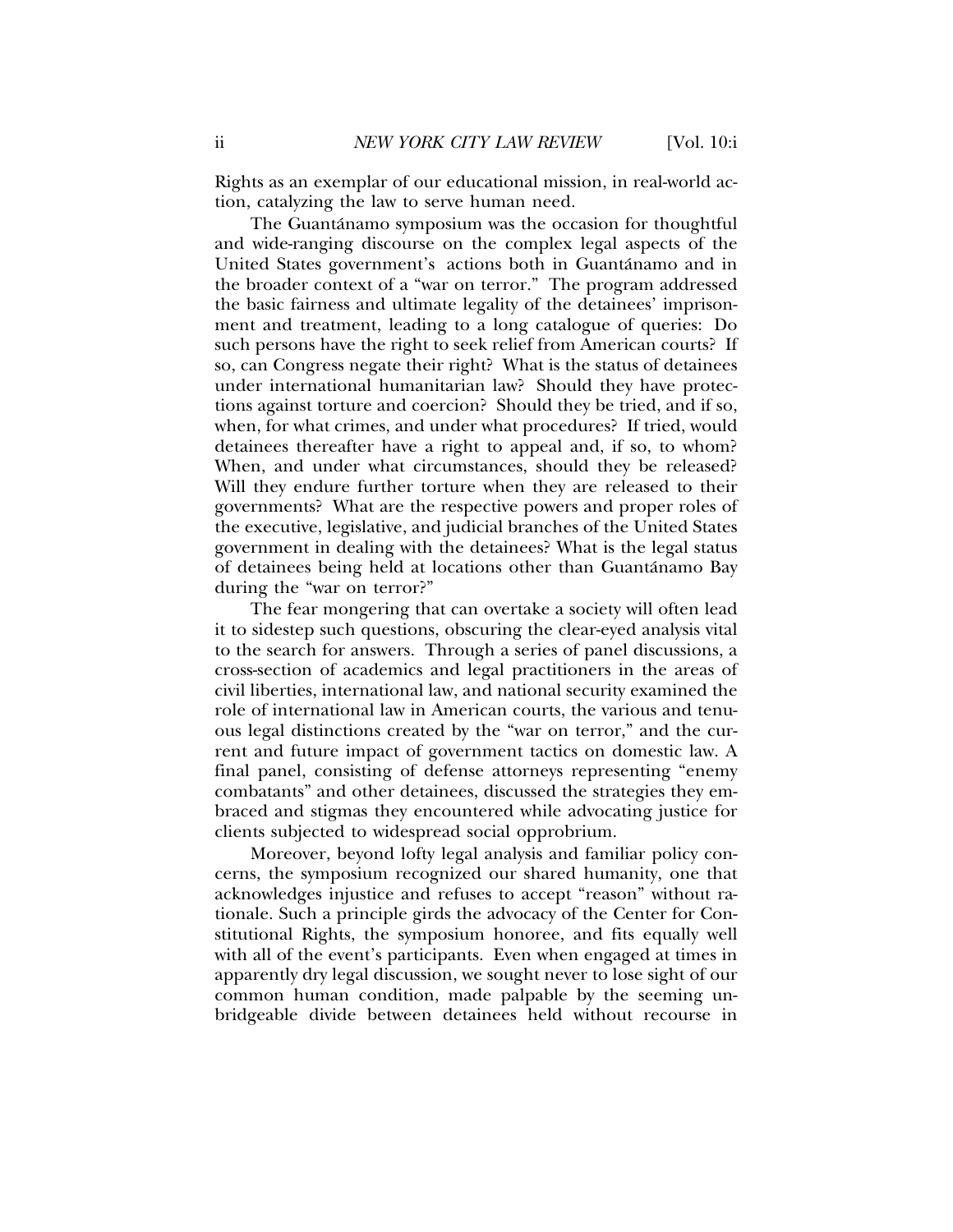Rights as an exemplar of our educational mission, in real-world action, catalyzing the law to serve human need.

The Guantánamo symposium was the occasion for thoughtful and wide-ranging discourse on the complex legal aspects of the United States government's actions both in Guantánamo and in the broader context of a "war on terror." The program addressed the basic fairness and ultimate legality of the detainees' imprisonment and treatment, leading to a long catalogue of queries: Do such persons have the right to seek relief from American courts? If so, can Congress negate their right? What is the status of detainees under international humanitarian law? Should they have protections against torture and coercion? Should they be tried, and if so, when, for what crimes, and under what procedures? If tried, would detainees thereafter have a right to appeal and, if so, to whom? When, and under what circumstances, should they be released? Will they endure further torture when they are released to their governments? What are the respective powers and proper roles of the executive, legislative, and judicial branches of the United States government in dealing with the detainees? What is the legal status of detainees being held at locations other than Guantánamo Bay during the "war on terror?"

The fear mongering that can overtake a society will often lead it to sidestep such questions, obscuring the clear-eyed analysis vital to the search for answers. Through a series of panel discussions, a cross-section of academics and legal practitioners in the areas of civil liberties, international law, and national security examined the role of international law in American courts, the various and tenuous legal distinctions created by the "war on terror," and the current and future impact of government tactics on domestic law. A final panel, consisting of defense attorneys representing "enemy combatants" and other detainees, discussed the strategies they embraced and stigmas they encountered while advocating justice for clients subjected to widespread social opprobrium.

Moreover, beyond lofty legal analysis and familiar policy concerns, the symposium recognized our shared humanity, one that acknowledges injustice and refuses to accept "reason" without rationale. Such a principle girds the advocacy of the Center for Constitutional Rights, the symposium honoree, and fits equally well with all of the event's participants. Even when engaged at times in apparently dry legal discussion, we sought never to lose sight of our common human condition, made palpable by the seeming unbridgeable divide between detainees held without recourse in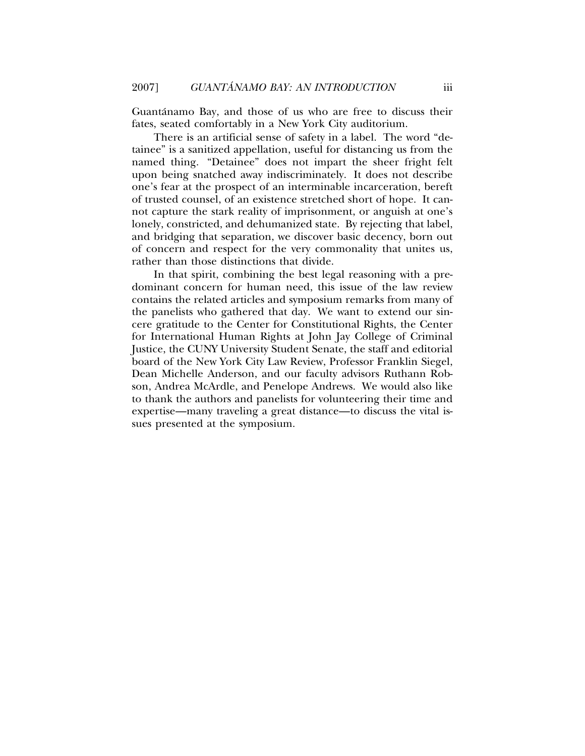Guantánamo Bay, and those of us who are free to discuss their fates, seated comfortably in a New York City auditorium.

There is an artificial sense of safety in a label. The word "detainee" is a sanitized appellation, useful for distancing us from the named thing. "Detainee" does not impart the sheer fright felt upon being snatched away indiscriminately. It does not describe one's fear at the prospect of an interminable incarceration, bereft of trusted counsel, of an existence stretched short of hope. It cannot capture the stark reality of imprisonment, or anguish at one's lonely, constricted, and dehumanized state. By rejecting that label, and bridging that separation, we discover basic decency, born out of concern and respect for the very commonality that unites us, rather than those distinctions that divide.

In that spirit, combining the best legal reasoning with a predominant concern for human need, this issue of the law review contains the related articles and symposium remarks from many of the panelists who gathered that day. We want to extend our sincere gratitude to the Center for Constitutional Rights, the Center for International Human Rights at John Jay College of Criminal Justice, the CUNY University Student Senate, the staff and editorial board of the New York City Law Review, Professor Franklin Siegel, Dean Michelle Anderson, and our faculty advisors Ruthann Robson, Andrea McArdle, and Penelope Andrews. We would also like to thank the authors and panelists for volunteering their time and expertise—many traveling a great distance—to discuss the vital issues presented at the symposium.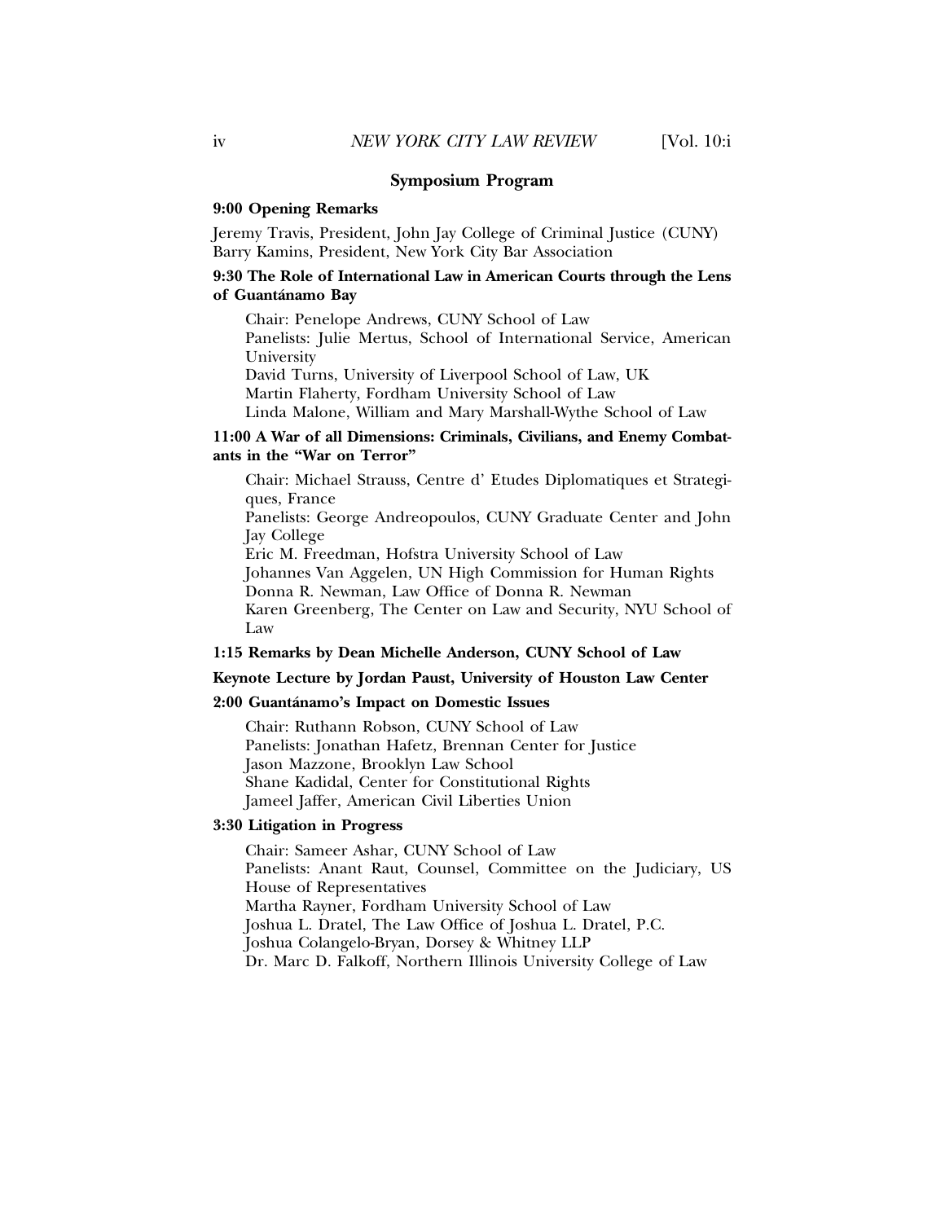## Symposium Program

**9:00 Opening Remarks**

Jeremy Travis, President, John Jay College of Criminal Justice (CUNY)
Barry Kamins, President, New York City Bar Association

**9:30 The Role of International Law in American Courts through the Lens of Guantánamo Bay**

Chair: Penelope Andrews, CUNY School of Law
Panelists: Julie Mertus, School of International Service, American University
David Turns, University of Liverpool School of Law, UK
Martin Flaherty, Fordham University School of Law
Linda Malone, William and Mary Marshall-Wythe School of Law

**11:00 A War of all Dimensions: Criminals, Civilians, and Enemy Combatants in the "War on Terror"**

Chair: Michael Strauss, Centre d' Etudes Diplomatiques et Strategiques, France
Panelists: George Andreopoulos, CUNY Graduate Center and John Jay College
Eric M. Freedman, Hofstra University School of Law
Johannes Van Aggelen, UN High Commission for Human Rights
Donna R. Newman, Law Office of Donna R. Newman
Karen Greenberg, The Center on Law and Security, NYU School of Law

**1:15 Remarks by Dean Michelle Anderson, CUNY School of Law**

**Keynote Lecture by Jordan Paust, University of Houston Law Center**

**2:00 Guantánamo's Impact on Domestic Issues**

Chair: Ruthann Robson, CUNY School of Law
Panelists: Jonathan Hafetz, Brennan Center for Justice
Jason Mazzone, Brooklyn Law School
Shane Kadidal, Center for Constitutional Rights
Jameel Jaffer, American Civil Liberties Union

**3:30 Litigation in Progress**

Chair: Sameer Ashar, CUNY School of Law
Panelists: Anant Raut, Counsel, Committee on the Judiciary, US House of Representatives
Martha Rayner, Fordham University School of Law
Joshua L. Dratel, The Law Office of Joshua L. Dratel, P.C.
Joshua Colangelo-Bryan, Dorsey & Whitney LLP
Dr. Marc D. Falkoff, Northern Illinois University College of Law